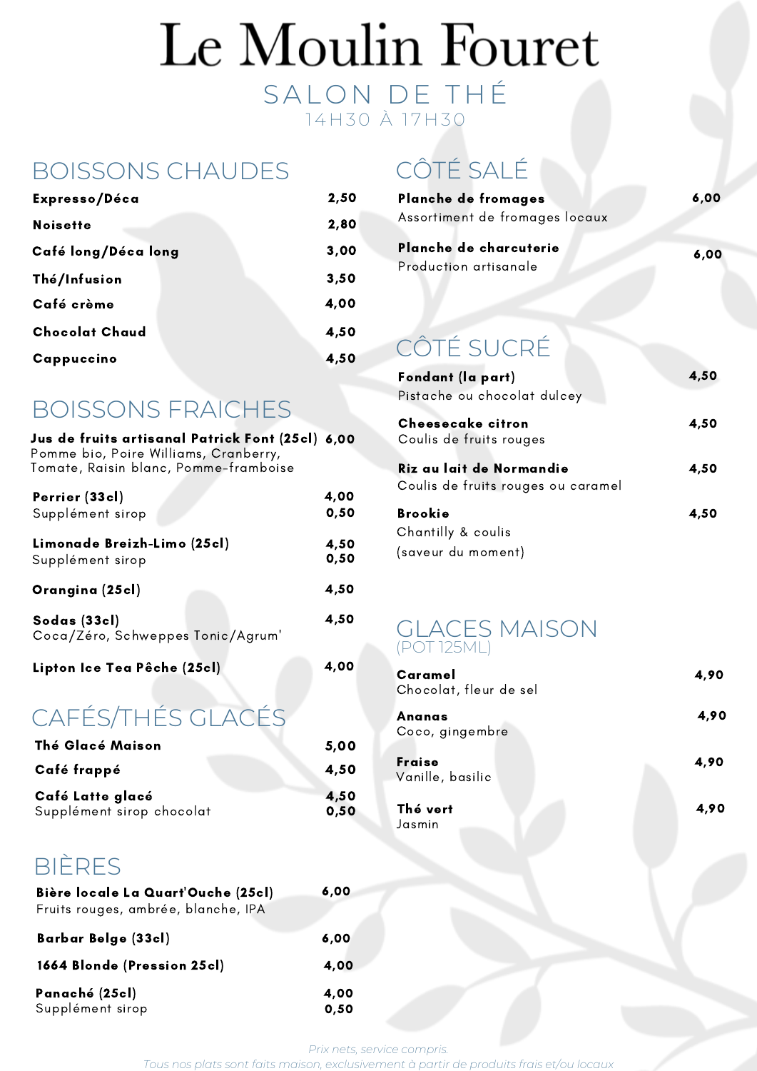# Le Moulin Fouret

## SALON DE THÉ

14H30 À 17H30

## BOISSONS CHAUDES

| | |
|---|---|
| **Expresso/Déca** | 2,50 |
| **Noisette** | 2,80 |
| **Café long/Déca long** | 3,00 |
| **Thé/Infusion** | 3,50 |
| **Café crème** | 4,00 |
| **Chocolat Chaud** | 4,50 |
| **Cappuccino** | 4,50 |

## BOISSONS FRAICHES

| | |
|---|---|
| **Jus de fruits artisanal Patrick Font (25cl)**<br>Pomme bio, Poire Williams, Cranberry, Tomate, Raisin blanc, Pomme-framboise | 6,00 |
| **Perrier (33cl)**<br>Supplément sirop | 4,00<br>0,50 |
| **Limonade Breizh-Limo (25cl)**<br>Supplément sirop | 4,50<br>0,50 |
| **Orangina (25cl)** | 4,50 |
| **Sodas (33cl)**<br>Coca/Zéro, Schweppes Tonic/Agrum' | 4,50 |
| **Lipton Ice Tea Pêche (25cl)** | 4,00 |

## CAFÉS/THÉS GLACÉS

| | |
|---|---|
| **Thé Glacé Maison** | 5,00 |
| **Café frappé** | 4,50 |
| **Café Latte glacé**<br>Supplément sirop chocolat | 4,50<br>0,50 |

## BIÈRES

| | |
|---|---|
| **Bière locale La Quart'Ouche (25cl)**<br>Fruits rouges, ambrée, blanche, IPA | 6,00 |
| **Barbar Belge (33cl)** | 6,00 |
| **1664 Blonde (Pression 25cl)** | 4,00 |
| **Panaché (25cl)**<br>Supplément sirop | 4,00<br>0,50 |

## CÔTÉ SALÉ

| | |
|---|---|
| **Planche de fromages**<br>Assortiment de fromages locaux | 6,00 |
| **Planche de charcuterie**<br>Production artisanale | 6,00 |

## CÔTÉ SUCRÉ

| | |
|---|---|
| **Fondant (la part)**<br>Pistache ou chocolat dulcey | 4,50 |
| **Cheesecake citron**<br>Coulis de fruits rouges | 4,50 |
| **Riz au lait de Normandie**<br>Coulis de fruits rouges ou caramel | 4,50 |
| **Brookie**<br>Chantilly & coulis<br>(saveur du moment) | 4,50 |

## GLACES MAISON

(POT 125ML)

| | |
|---|---|
| **Caramel**<br>Chocolat, fleur de sel | 4,90 |
| **Ananas**<br>Coco, gingembre | 4,90 |
| **Fraise**<br>Vanille, basilic | 4,90 |
| **Thé vert**<br>Jasmin | 4,90 |

*Prix nets, service compris.*
*Tous nos plats sont faits maison, exclusivement à partir de produits frais et/ou locaux*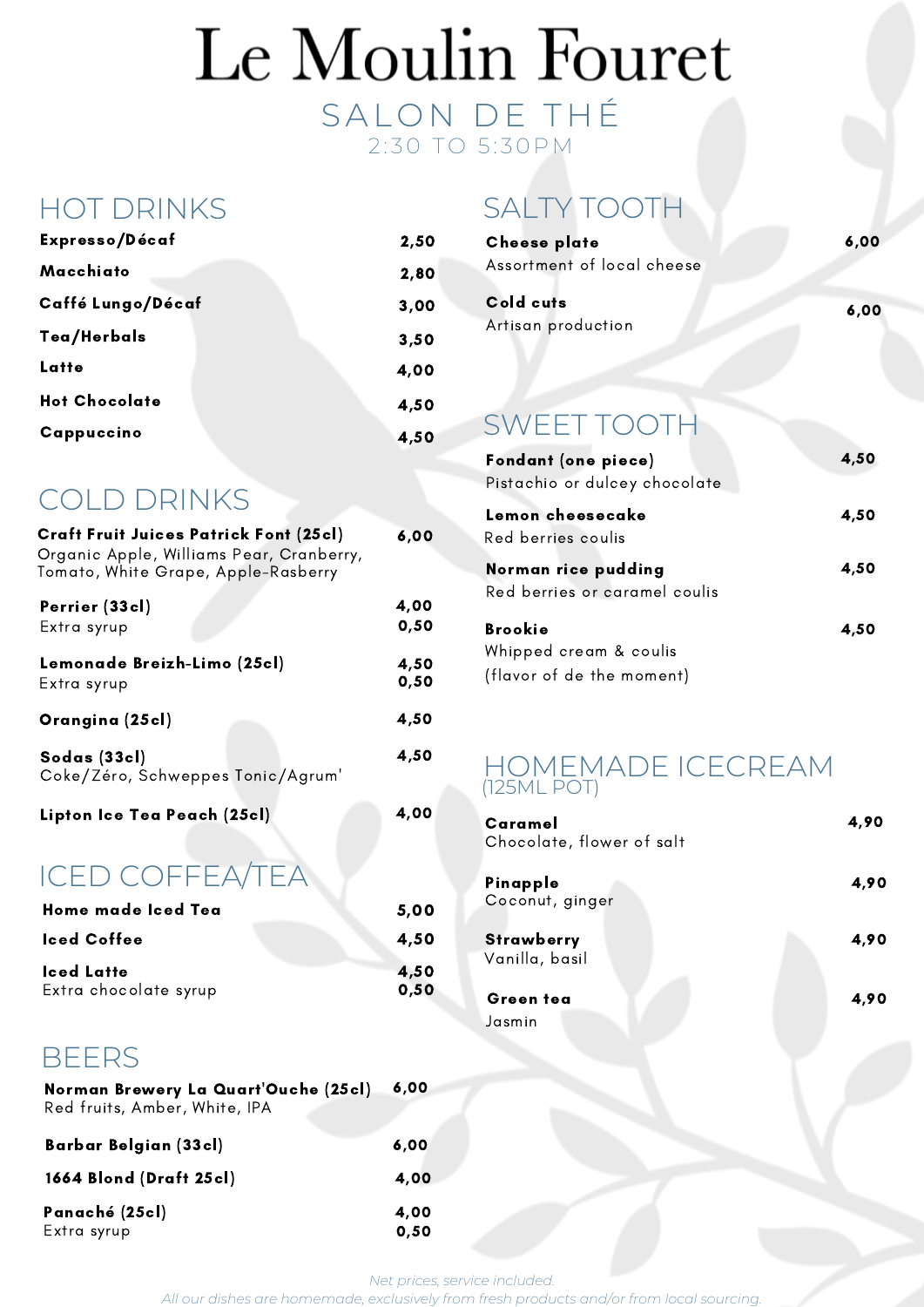# Le Moulin Fouret

## SALON DE THÉ

2:30 TO 5:30PM

## HOT DRINKS

| | |
|---|---|
| **Expresso/Décaf** | 2,50 |
| **Macchiato** | 2,80 |
| **Caffé Lungo/Décaf** | 3,00 |
| **Tea/Herbals** | 3,50 |
| **Latte** | 4,00 |
| **Hot Chocolate** | 4,50 |
| **Cappuccino** | 4,50 |

## COLD DRINKS

| | |
|---|---|
| **Craft Fruit Juices Patrick Font (25cl)**<br>Organic Apple, Williams Pear, Cranberry, Tomato, White Grape, Apple-Rasberry | 6,00 |
| **Perrier (33cl)** | 4,00 |
| Extra syrup | 0,50 |
| **Lemonade Breizh-Limo (25cl)** | 4,50 |
| Extra syrup | 0,50 |
| **Orangina (25cl)** | 4,50 |
| **Sodas (33cl)**<br>Coke/Zéro, Schweppes Tonic/Agrum' | 4,50 |
| **Lipton Ice Tea Peach (25cl)** | 4,00 |

## ICED COFFEA/TEA

| | |
|---|---|
| **Home made Iced Tea** | 5,00 |
| **Iced Coffee** | 4,50 |
| **Iced Latte** | 4,50 |
| Extra chocolate syrup | 0,50 |

## BEERS

| | |
|---|---|
| **Norman Brewery La Quart'Ouche (25cl)**<br>Red fruits, Amber, White, IPA | 6,00 |
| **Barbar Belgian (33cl)** | 6,00 |
| **1664 Blond (Draft 25cl)** | 4,00 |
| **Panaché (25cl)** | 4,00 |
| Extra syrup | 0,50 |

## SALTY TOOTH

| | |
|---|---|
| **Cheese plate**<br>Assortment of local cheese | 6,00 |
| **Cold cuts**<br>Artisan production | 6,00 |

## SWEET TOOTH

| | |
|---|---|
| **Fondant (one piece)**<br>Pistachio or dulcey chocolate | 4,50 |
| **Lemon cheesecake**<br>Red berries coulis | 4,50 |
| **Norman rice pudding**<br>Red berries or caramel coulis | 4,50 |
| **Brookie**<br>Whipped cream & coulis<br>(flavor of de the moment) | 4,50 |

## HOMEMADE ICECREAM

(125ML POT)

| | |
|---|---|
| **Caramel**<br>Chocolate, flower of salt | 4,90 |
| **Pinapple**<br>Coconut, ginger | 4,90 |
| **Strawberry**<br>Vanilla, basil | 4,90 |
| **Green tea**<br>Jasmin | 4,90 |

*Net prices, service included.*

*All our dishes are homemade, exclusively from fresh products and/or from local sourcing.*